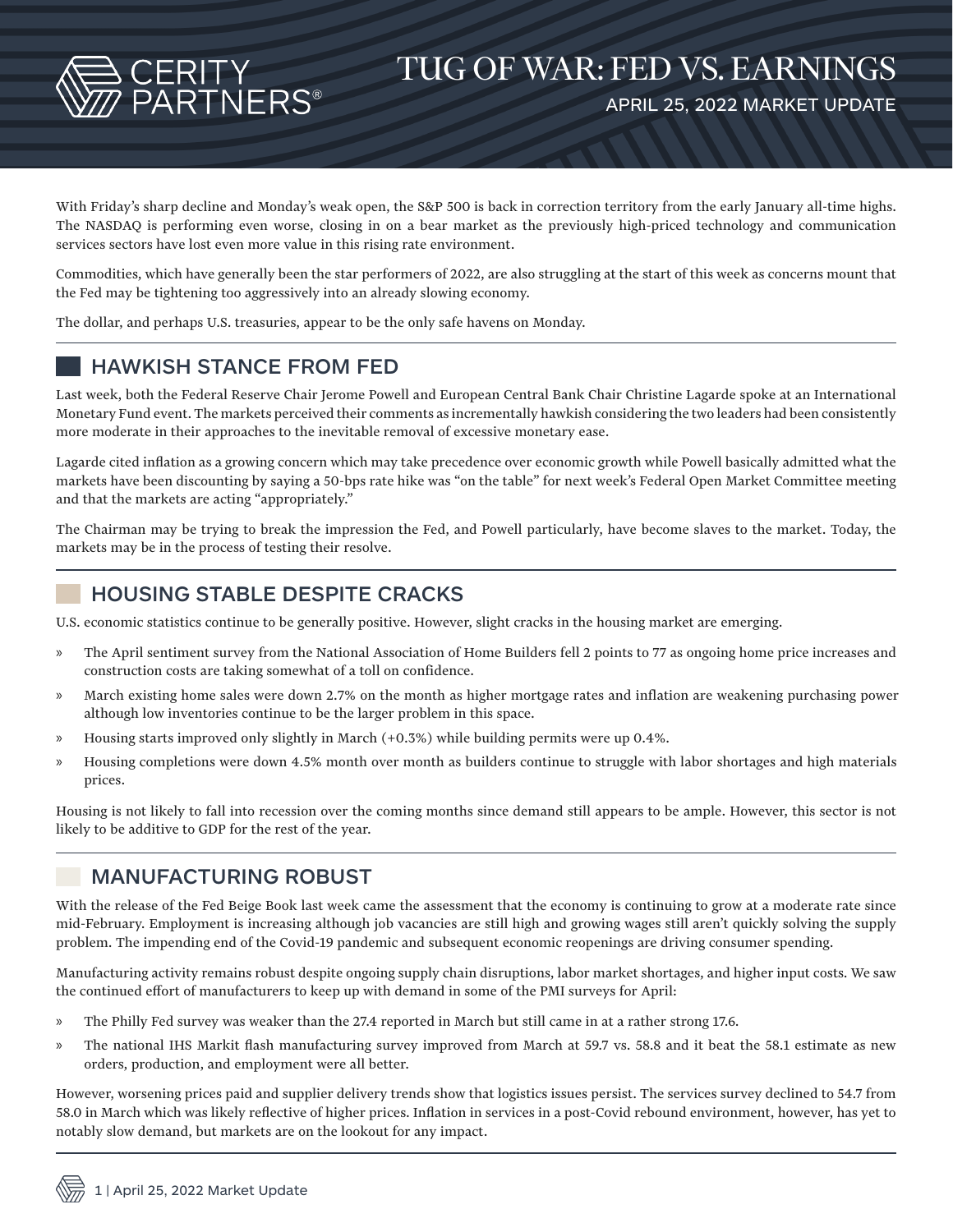# TUG OF WAR: FED VS. EARNINGS

APRIL 25, 2022 MARKET UPDATE

With Friday's sharp decline and Monday's weak open, the S&P 500 is back in correction territory from the early January all-time highs. The NASDAQ is performing even worse, closing in on a bear market as the previously high-priced technology and communication services sectors have lost even more value in this rising rate environment.

Commodities, which have generally been the star performers of 2022, are also struggling at the start of this week as concerns mount that the Fed may be tightening too aggressively into an already slowing economy.

The dollar, and perhaps U.S. treasuries, appear to be the only safe havens on Monday.

## HAWKISH STANCE FROM FED

Last week, both the Federal Reserve Chair Jerome Powell and European Central Bank Chair Christine Lagarde spoke at an International Monetary Fund event. The markets perceived their comments as incrementally hawkish considering the two leaders had been consistently more moderate in their approaches to the inevitable removal of excessive monetary ease.

Lagarde cited inflation as a growing concern which may take precedence over economic growth while Powell basically admitted what the markets have been discounting by saying a 50-bps rate hike was "on the table" for next week's Federal Open Market Committee meeting and that the markets are acting "appropriately."

The Chairman may be trying to break the impression the Fed, and Powell particularly, have become slaves to the market. Today, the markets may be in the process of testing their resolve.

## HOUSING STABLE DESPITE CRACKS

U.S. economic statistics continue to be generally positive. However, slight cracks in the housing market are emerging.

- The April sentiment survey from the National Association of Home Builders fell 2 points to 77 as ongoing home price increases and construction costs are taking somewhat of a toll on confidence.
- March existing home sales were down 2.7% on the month as higher mortgage rates and inflation are weakening purchasing power although low inventories continue to be the larger problem in this space.
- Housing starts improved only slightly in March (+0.3%) while building permits were up 0.4%.
- Housing completions were down 4.5% month over month as builders continue to struggle with labor shortages and high materials prices.

Housing is not likely to fall into recession over the coming months since demand still appears to be ample. However, this sector is not likely to be additive to GDP for the rest of the year.

## MANUFACTURING ROBUST

With the release of the Fed Beige Book last week came the assessment that the economy is continuing to grow at a moderate rate since mid-February. Employment is increasing although job vacancies are still high and growing wages still aren't quickly solving the supply problem. The impending end of the Covid-19 pandemic and subsequent economic reopenings are driving consumer spending.

Manufacturing activity remains robust despite ongoing supply chain disruptions, labor market shortages, and higher input costs. We saw the continued effort of manufacturers to keep up with demand in some of the PMI surveys for April:

- The Philly Fed survey was weaker than the 27.4 reported in March but still came in at a rather strong 17.6.
- The national IHS Markit flash manufacturing survey improved from March at 59.7 vs. 58.8 and it beat the 58.1 estimate as new orders, production, and employment were all better.

However, worsening prices paid and supplier delivery trends show that logistics issues persist. The services survey declined to 54.7 from 58.0 in March which was likely reflective of higher prices. Inflation in services in a post-Covid rebound environment, however, has yet to notably slow demand, but markets are on the lookout for any impact.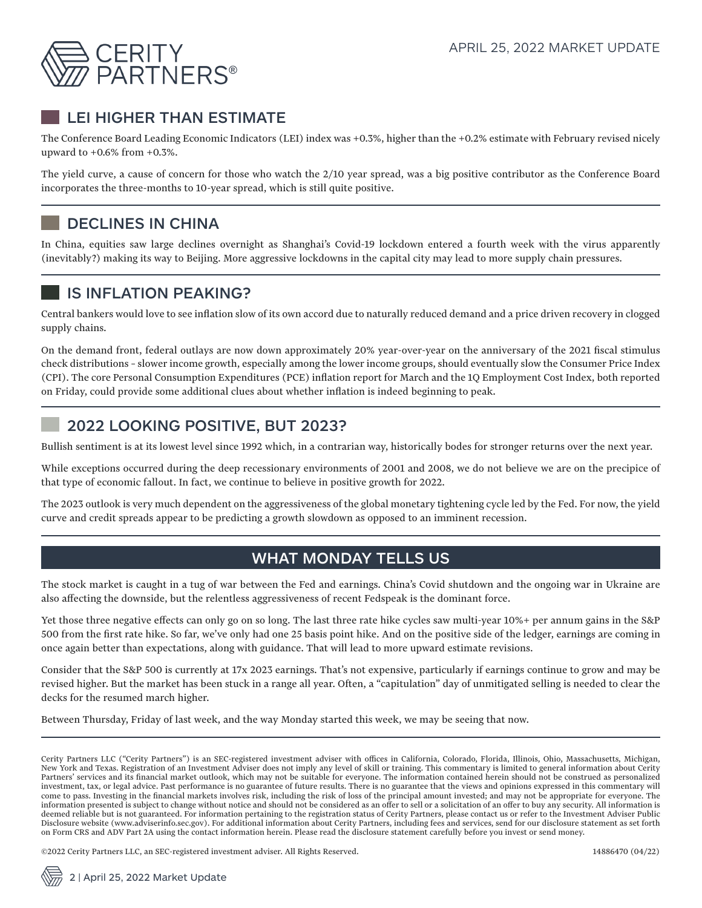## LEI HIGHER THAN ESTIMATE

The Conference Board Leading Economic Indicators (LEI) index was +0.3%, higher than the +0.2% estimate with February revised nicely upward to +0.6% from +0.3%.

The yield curve, a cause of concern for those who watch the 2/10 year spread, was a big positive contributor as the Conference Board incorporates the three-months to 10-year spread, which is still quite positive.

## DECLINES IN CHINA

In China, equities saw large declines overnight as Shanghai's Covid-19 lockdown entered a fourth week with the virus apparently (inevitably?) making its way to Beijing. More aggressive lockdowns in the capital city may lead to more supply chain pressures.

## IS INFLATION PEAKING?

Central bankers would love to see inflation slow of its own accord due to naturally reduced demand and a price driven recovery in clogged supply chains.

On the demand front, federal outlays are now down approximately 20% year-over-year on the anniversary of the 2021 fiscal stimulus check distributions - slower income growth, especially among the lower income groups, should eventually slow the Consumer Price Index (CPI). The core Personal Consumption Expenditures (PCE) inflation report for March and the 1Q Employment Cost Index, both reported on Friday, could provide some additional clues about whether inflation is indeed beginning to peak.

## 2022 LOOKING POSITIVE, BUT 2023?

Bullish sentiment is at its lowest level since 1992 which, in a contrarian way, historically bodes for stronger returns over the next year.

While exceptions occurred during the deep recessionary environments of 2001 and 2008, we do not believe we are on the precipice of that type of economic fallout. In fact, we continue to believe in positive growth for 2022.

The 2023 outlook is very much dependent on the aggressiveness of the global monetary tightening cycle led by the Fed. For now, the yield curve and credit spreads appear to be predicting a growth slowdown as opposed to an imminent recession.

## WHAT MONDAY TELLS US

The stock market is caught in a tug of war between the Fed and earnings. China's Covid shutdown and the ongoing war in Ukraine are also affecting the downside, but the relentless aggressiveness of recent Fedspeak is the dominant force.

Yet those three negative effects can only go on so long. The last three rate hike cycles saw multi-year 10%+ per annum gains in the S&P 500 from the first rate hike. So far, we've only had one 25 basis point hike. And on the positive side of the ledger, earnings are coming in once again better than expectations, along with guidance. That will lead to more upward estimate revisions.

Consider that the S&P 500 is currently at 17x 2023 earnings. That's not expensive, particularly if earnings continue to grow and may be revised higher. But the market has been stuck in a range all year. Often, a "capitulation" day of unmitigated selling is needed to clear the decks for the resumed march higher.

Between Thursday, Friday of last week, and the way Monday started this week, we may be seeing that now.

Cerity Partners LLC ("Cerity Partners") is an SEC-registered investment adviser with offices in California, Colorado, Florida, Illinois, Ohio, Massachusetts, Michigan, New York and Texas. Registration of an Investment Adviser does not imply any level of skill or training. This commentary is limited to general information about Cerity Partners' services and its financial market outlook, which may not be suitable for everyone. The information contained herein should not be construed as personalized investment, tax, or legal advice. Past performance is no guarantee of future results. There is no guarantee that the views and opinions expressed in this commentary will come to pass. Investing in the financial markets involves risk, including the risk of loss of the principal amount invested; and may not be appropriate for everyone. The information presented is subject to change without notice and should not be considered as an offer to sell or a solicitation of an offer to buy any security. All information is deemed reliable but is not guaranteed. For information pertaining to the registration status of Cerity Partners, please contact us or refer to the Investment Adviser Public Disclosure website (www.adviserinfo.sec.gov). For additional information about Cerity Partners, including fees and services, send for our disclosure statement as set forth on Form CRS and ADV Part 2A using the contact information herein. Please read the disclosure statement carefully before you invest or send money.

©2022 Cerity Partners LLC, an SEC-registered investment adviser. All Rights Reserved.

14886470 (04/22)